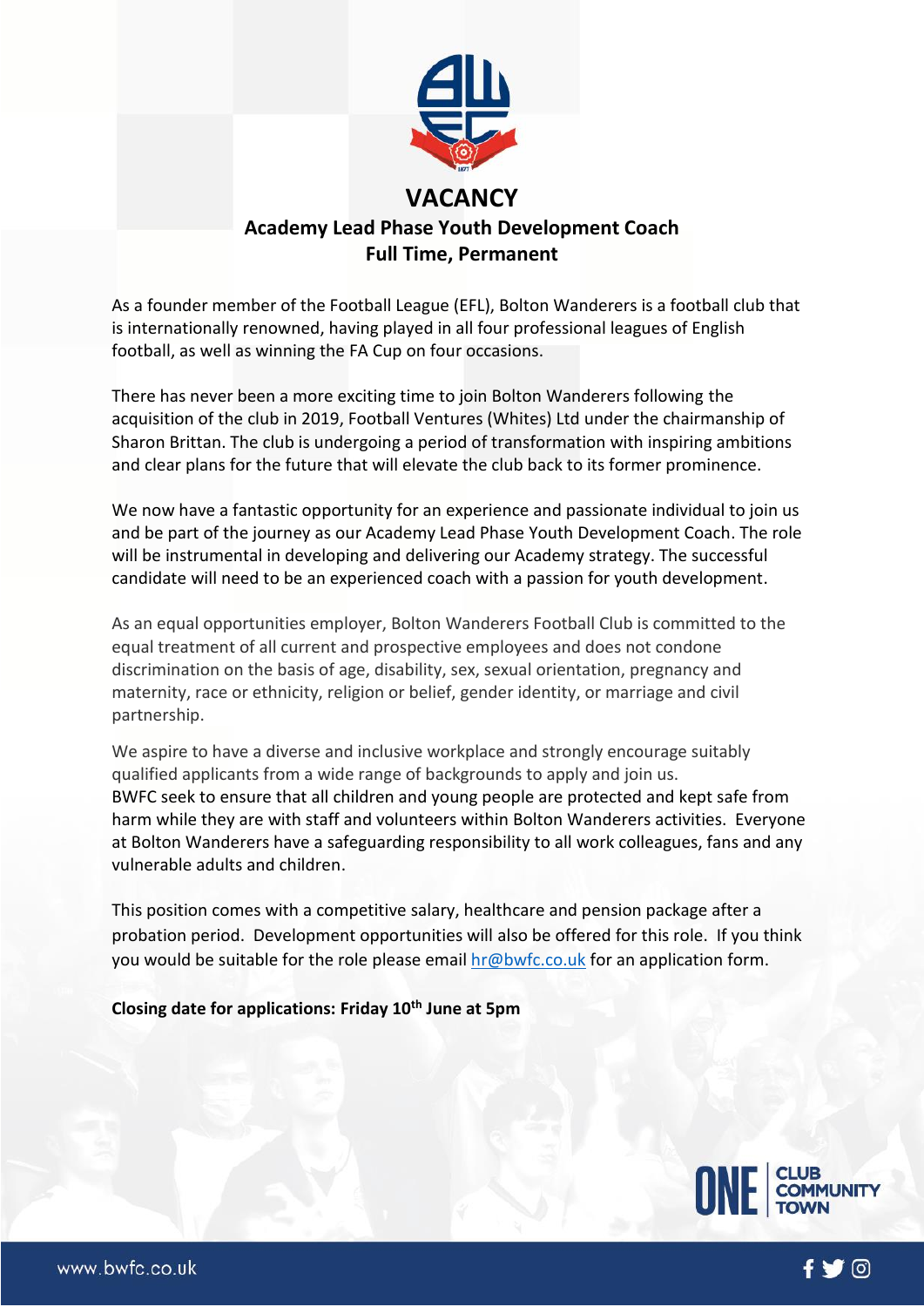# VACANCY

## Academy Lead Phase Youth Development Coach

## Full Time, Permanent

As a founder member of the Football League (EFL), Bolton Wanderers is a football club that is internationally renowned, having played in all four professional leagues of English football, as well as winning the FA Cup on four occasions.

There has never been a more exciting time to join Bolton Wanderers following the acquisition of the club in 2019, Football Ventures (Whites) Ltd under the chairmanship of Sharon Brittan. The club is undergoing a period of transformation with inspiring ambitions and clear plans for the future that will elevate the club back to its former prominence.

We now have a fantastic opportunity for an experience and passionate individual to join us and be part of the journey as our Academy Lead Phase Youth Development Coach. The role will be instrumental in developing and delivering our Academy strategy. The successful candidate will need to be an experienced coach with a passion for youth development.

As an equal opportunities employer, Bolton Wanderers Football Club is committed to the equal treatment of all current and prospective employees and does not condone discrimination on the basis of age, disability, sex, sexual orientation, pregnancy and maternity, race or ethnicity, religion or belief, gender identity, or marriage and civil partnership.

We aspire to have a diverse and inclusive workplace and strongly encourage suitably qualified applicants from a wide range of backgrounds to apply and join us.
BWFC seek to ensure that all children and young people are protected and kept safe from harm while they are with staff and volunteers within Bolton Wanderers activities. Everyone at Bolton Wanderers have a safeguarding responsibility to all work colleagues, fans and any vulnerable adults and children.

This position comes with a competitive salary, healthcare and pension package after a probation period. Development opportunities will also be offered for this role. If you think you would be suitable for the role please email hr@bwfc.co.uk for an application form.

**Closing date for applications: Friday 10th June at 5pm**

ONE CLUB COMMUNITY TOWN

www.bwfc.co.uk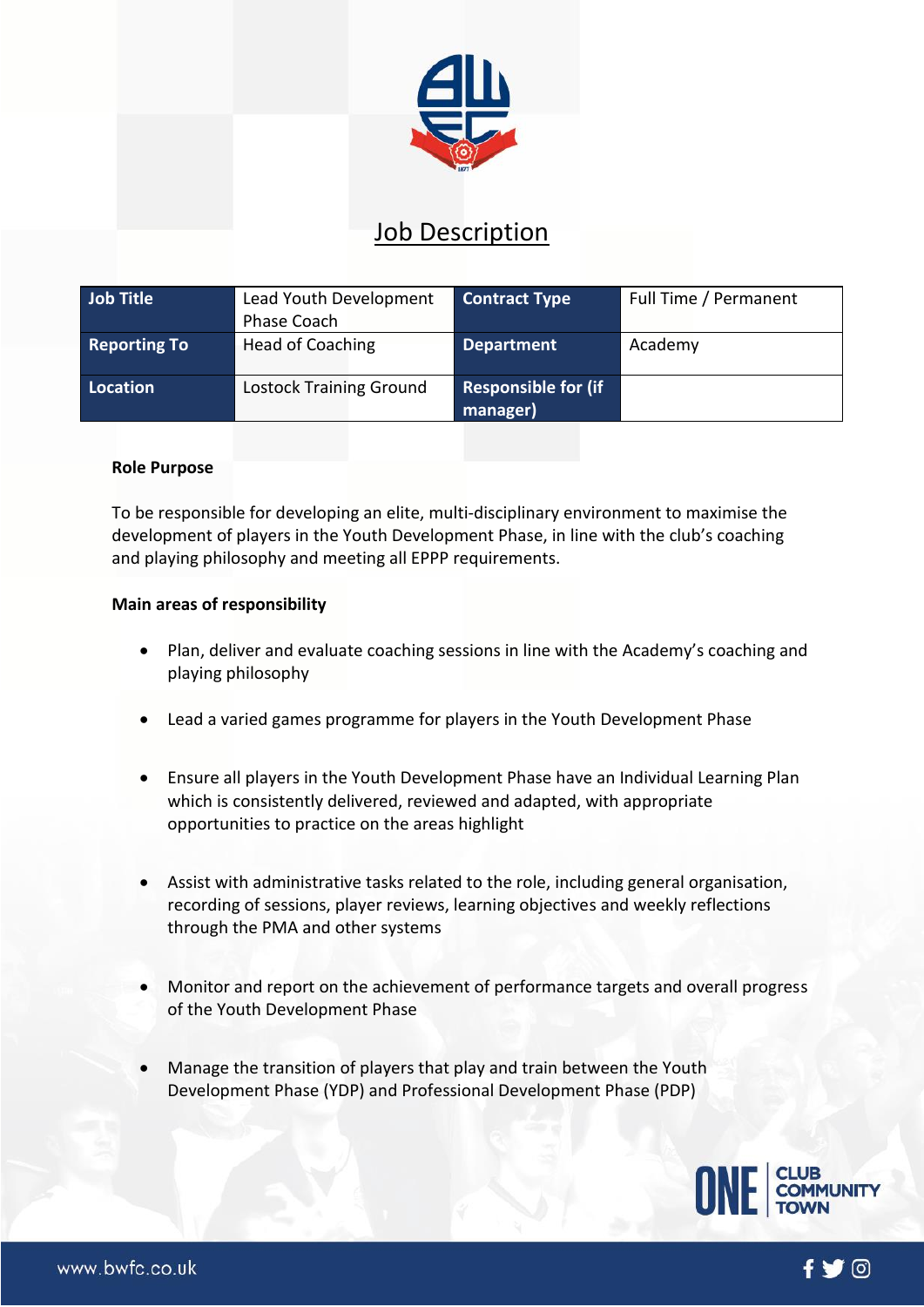# Job Description

| Job Title | Lead Youth Development Phase Coach | Contract Type | Full Time / Permanent |
|---|---|---|---|
| Reporting To | Head of Coaching | Department | Academy |
| Location | Lostock Training Ground | Responsible for (if manager) | |

**Role Purpose**

To be responsible for developing an elite, multi-disciplinary environment to maximise the development of players in the Youth Development Phase, in line with the club's coaching and playing philosophy and meeting all EPPP requirements.

**Main areas of responsibility**

- Plan, deliver and evaluate coaching sessions in line with the Academy's coaching and playing philosophy
- Lead a varied games programme for players in the Youth Development Phase
- Ensure all players in the Youth Development Phase have an Individual Learning Plan which is consistently delivered, reviewed and adapted, with appropriate opportunities to practice on the areas highlight
- Assist with administrative tasks related to the role, including general organisation, recording of sessions, player reviews, learning objectives and weekly reflections through the PMA and other systems
- Monitor and report on the achievement of performance targets and overall progress of the Youth Development Phase
- Manage the transition of players that play and train between the Youth Development Phase (YDP) and Professional Development Phase (PDP)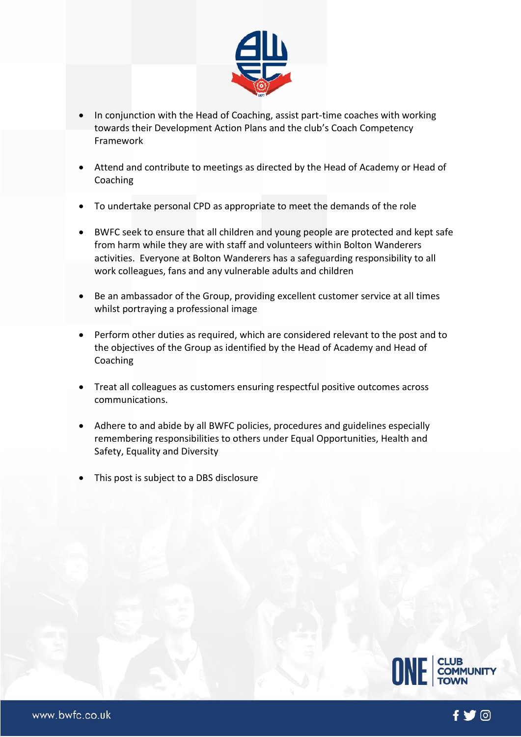- In conjunction with the Head of Coaching, assist part-time coaches with working towards their Development Action Plans and the club's Coach Competency Framework

- Attend and contribute to meetings as directed by the Head of Academy or Head of Coaching

- To undertake personal CPD as appropriate to meet the demands of the role

- BWFC seek to ensure that all children and young people are protected and kept safe from harm while they are with staff and volunteers within Bolton Wanderers activities. Everyone at Bolton Wanderers has a safeguarding responsibility to all work colleagues, fans and any vulnerable adults and children

- Be an ambassador of the Group, providing excellent customer service at all times whilst portraying a professional image

- Perform other duties as required, which are considered relevant to the post and to the objectives of the Group as identified by the Head of Academy and Head of Coaching

- Treat all colleagues as customers ensuring respectful positive outcomes across communications.

- Adhere to and abide by all BWFC policies, procedures and guidelines especially remembering responsibilities to others under Equal Opportunities, Health and Safety, Equality and Diversity

- This post is subject to a DBS disclosure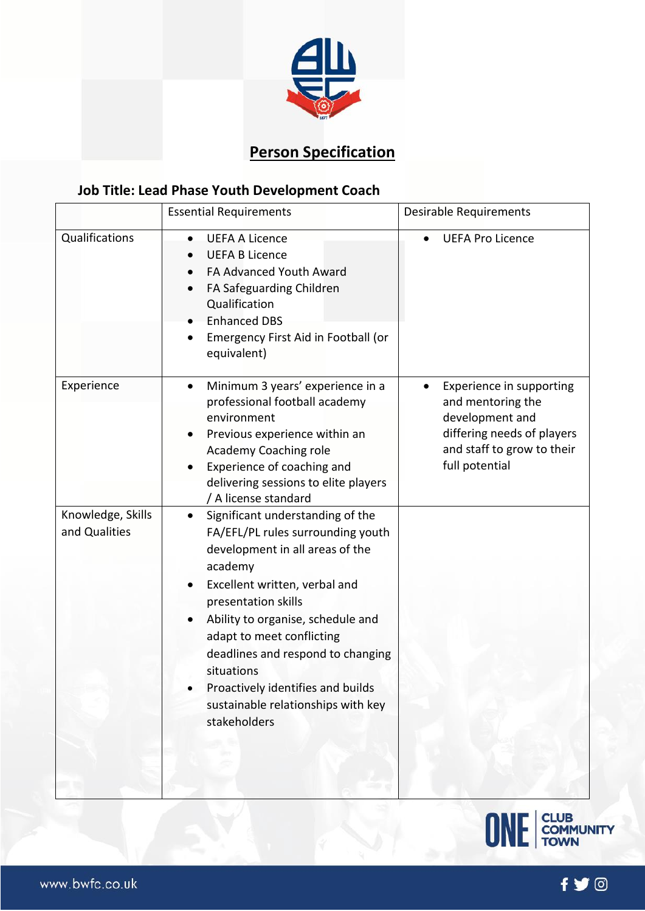# Person Specification

## Job Title: Lead Phase Youth Development Coach

| | Essential Requirements | Desirable Requirements |
|---|---|---|
| Qualifications | • UEFA A Licence<br>• UEFA B Licence<br>• FA Advanced Youth Award<br>• FA Safeguarding Children Qualification<br>• Enhanced DBS<br>• Emergency First Aid in Football (or equivalent) | • UEFA Pro Licence |
| Experience | • Minimum 3 years' experience in a professional football academy environment<br>• Previous experience within an Academy Coaching role<br>• Experience of coaching and delivering sessions to elite players / A license standard | • Experience in supporting and mentoring the development and differing needs of players and staff to grow to their full potential |
| Knowledge, Skills and Qualities | • Significant understanding of the FA/EFL/PL rules surrounding youth development in all areas of the academy<br>• Excellent written, verbal and presentation skills<br>• Ability to organise, schedule and adapt to meet conflicting deadlines and respond to changing situations<br>• Proactively identifies and builds sustainable relationships with key stakeholders | |

ONE CLUB COMMUNITY TOWN

www.bwfc.co.uk